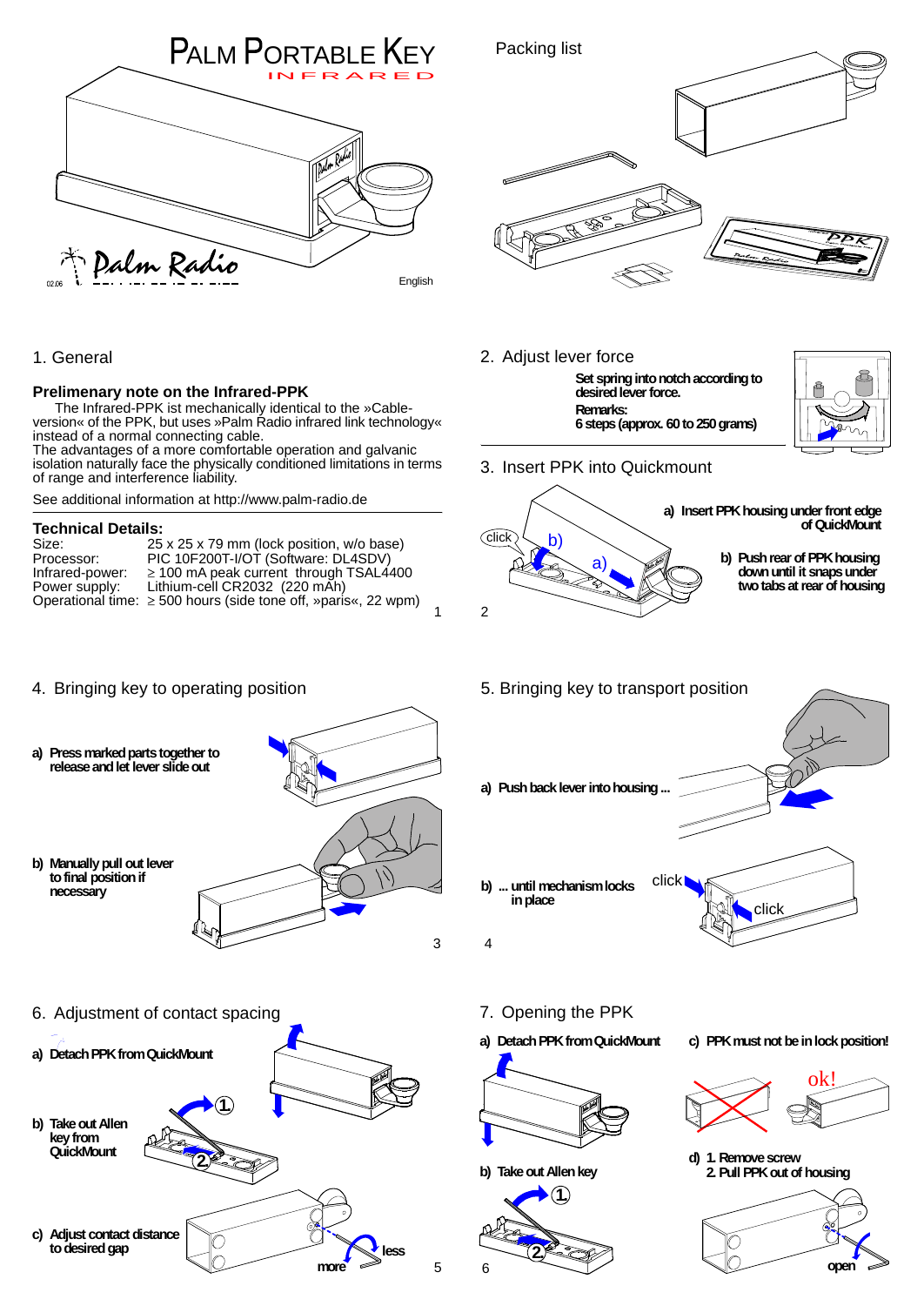# PALM PORTABLE KEY

INFRARED

Palm Radio

02.06

English

Packing list

## 1. General

### Prelemenary note on the Infrared-PPK

The Infrared-PPK ist mechanically identical to the »Cable-version« of the PPK, but uses »Palm Radio infrared link technology« instead of a normal connecting cable.
The advantages of a more comfortable operation and galvanic isolation naturally face the physically conditioned limitations in terms of range and interference liability.

See additional information at http://www.palm-radio.de

### Technical Details:

| | |
|---|---|
| Size: | 25 x 25 x 79 mm (lock position, w/o base) |
| Processor: | PIC 10F200T-I/OT (Software: DL4SDV) |
| Infrared-power: | ≥ 100 mA peak current through TSAL4400 |
| Power supply: | Lithium-cell CR2032 (220 mAh) |
| Operational time: | ≥ 500 hours (side tone off, »paris«, 22 wpm) |

## 2. Adjust lever force

**Set spring into notch according to desired lever force.**

**Remarks:**
**6 steps (approx. 60 to 250 grams)**

## 3. Insert PPK into Quickmount

click b) a)

**a) Insert PPK housing under front edge of QuickMount**

**b) Push rear of PPK housing down until it snaps under two tabs at rear of housing**

## 4. Bringing key to operating position

**a) Press marked parts together to release and let lever slide out**

**b) Manually pull out lever to final position if necessary**

## 5. Bringing key to transport position

**a) Push back lever into housing ...**

**b) ... until mechanism locks in place**

click click

## 6. Adjustment of contact spacing

**a) Detach PPK from QuickMount**

**b) Take out Allen key from QuickMount**

**c) Adjust contact distance to desired gap**

more less

## 7. Opening the PPK

**a) Detach PPK from QuickMount**

**b) Take out Allen key**

**c) PPK must not be in lock position!**

ok!

**d) 1. Remove screw**
**2. Pull PPK out of housing**

open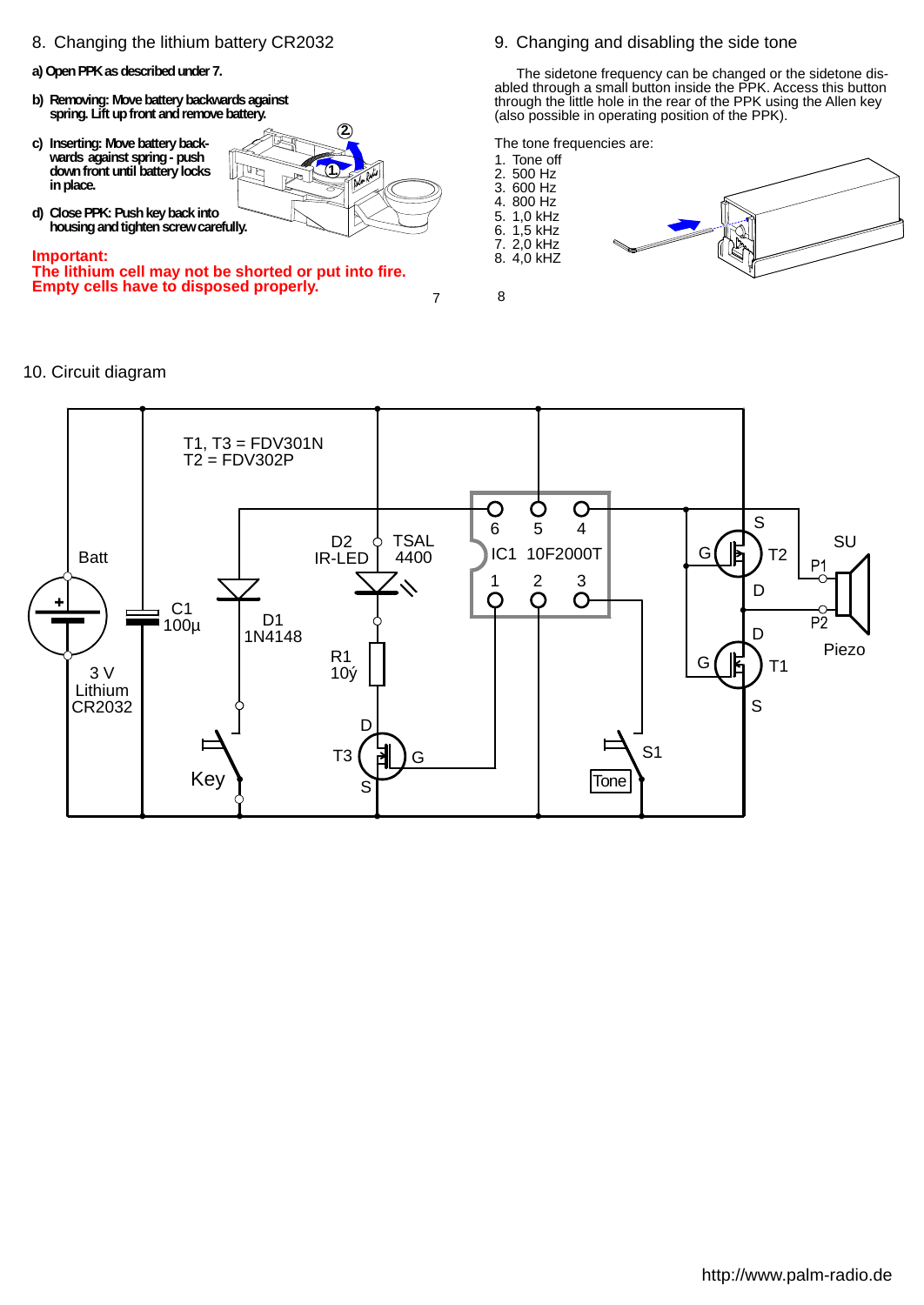## 8. Changing the lithium battery CR2032

**a) Open PPK as described under 7.**

**b) Removing: Move battery backwards against spring. Lift up front and remove battery.**

**c) Inserting: Move battery backwards against spring - push down front until battery locks in place.**

**d) Close PPK: Push key back into housing and tighten screw carefully.**

**Important:**
**The lithium cell may not be shorted or put into fire.**
**Empty cells have to disposed properly.**

## 9. Changing and disabling the side tone

The sidetone frequency can be changed or the sidetone disabled through a small button inside the PPK. Access this button through the little hole in the rear of the PPK using the Allen key (also possible in operating position of the PPK).

The tone frequencies are:

1. Tone off
2. 500 Hz
3. 600 Hz
4. 800 Hz
5. 1,0 kHz
6. 1,5 kHz
7. 2,0 kHz
8. 4,0 kHZ

## 10. Circuit diagram

T1, T3 = FDV301N
T2 = FDV302P

Batt
3 V
Lithium
CR2032

C1
100µ

D1
1N4148

D2
IR-LED

TSAL
4400

R1
10ý

T3

IC1 10F2000T

S1
Tone

T2
T1

SU
P1
P2
Piezo

Key

http://www.palm-radio.de